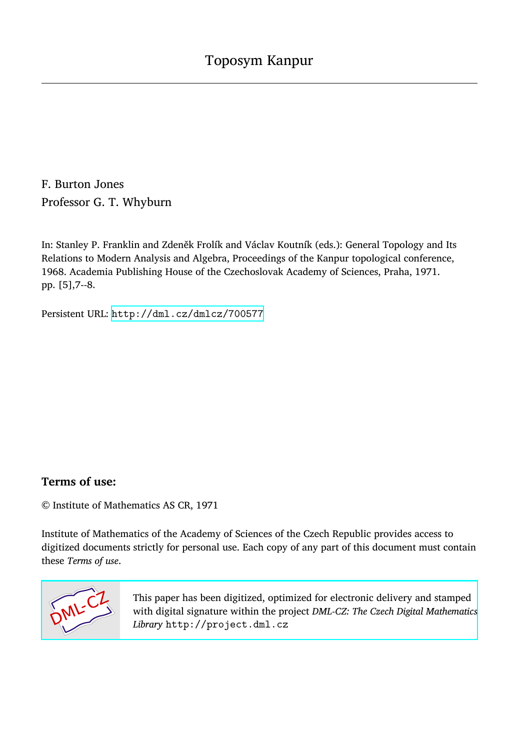# Toposym Kanpur

F. Burton Jones

Professor G. T. Whyburn

In: Stanley P. Franklin and Zdeněk Frolík and Václav Koutník (eds.): General Topology and Its Relations to Modern Analysis and Algebra, Proceedings of the Kanpur topological conference, 1968. Academia Publishing House of the Czechoslovak Academy of Sciences, Praha, 1971. pp. [5],7--8.

Persistent URL: http://dml.cz/dmlcz/700577

## Terms of use:

© Institute of Mathematics AS CR, 1971

Institute of Mathematics of the Academy of Sciences of the Czech Republic provides access to digitized documents strictly for personal use. Each copy of any part of this document must contain these *Terms of use*.

This paper has been digitized, optimized for electronic delivery and stamped with digital signature within the project *DML-CZ: The Czech Digital Mathematics Library* http://project.dml.cz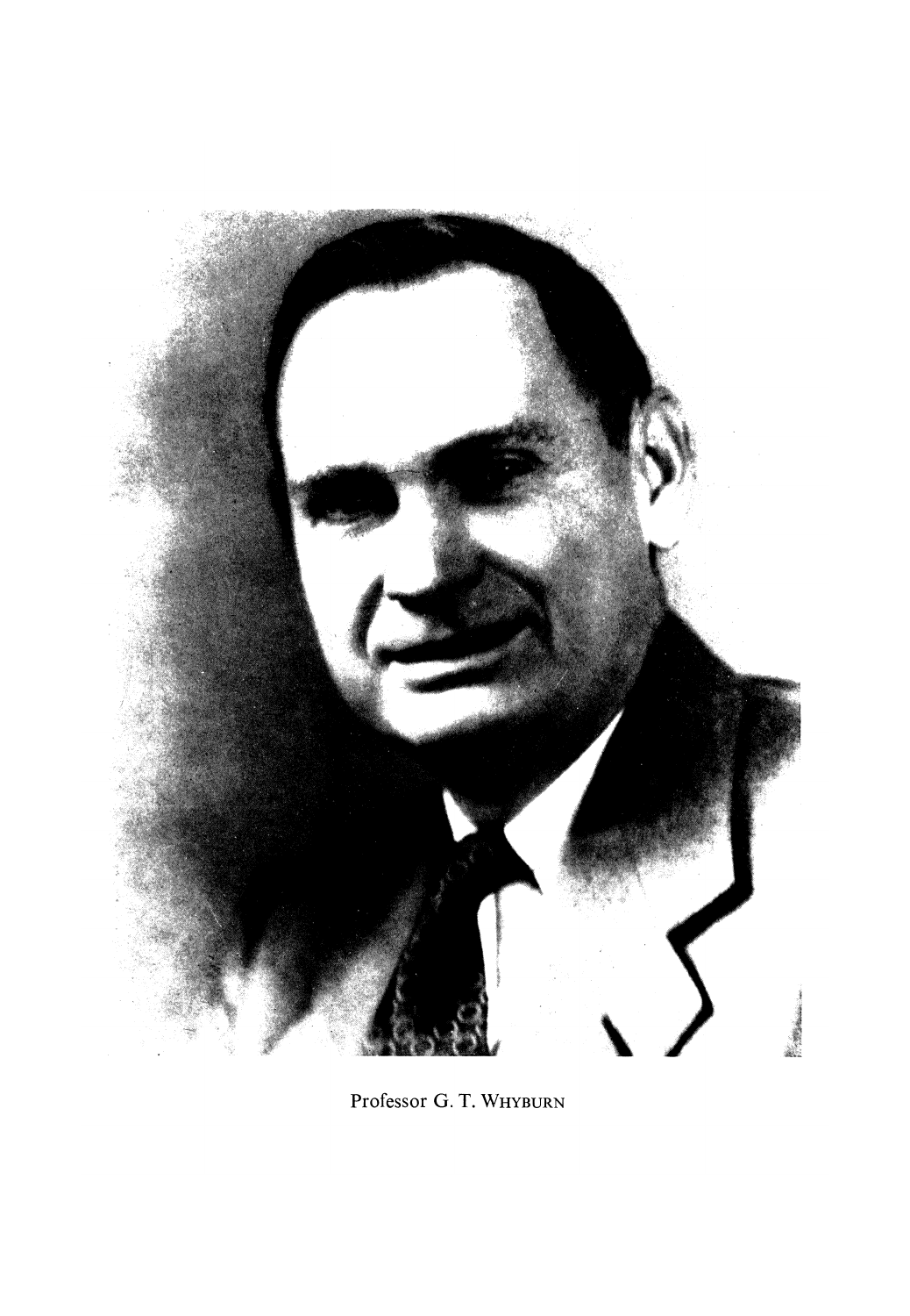Professor G. T. WHYBURN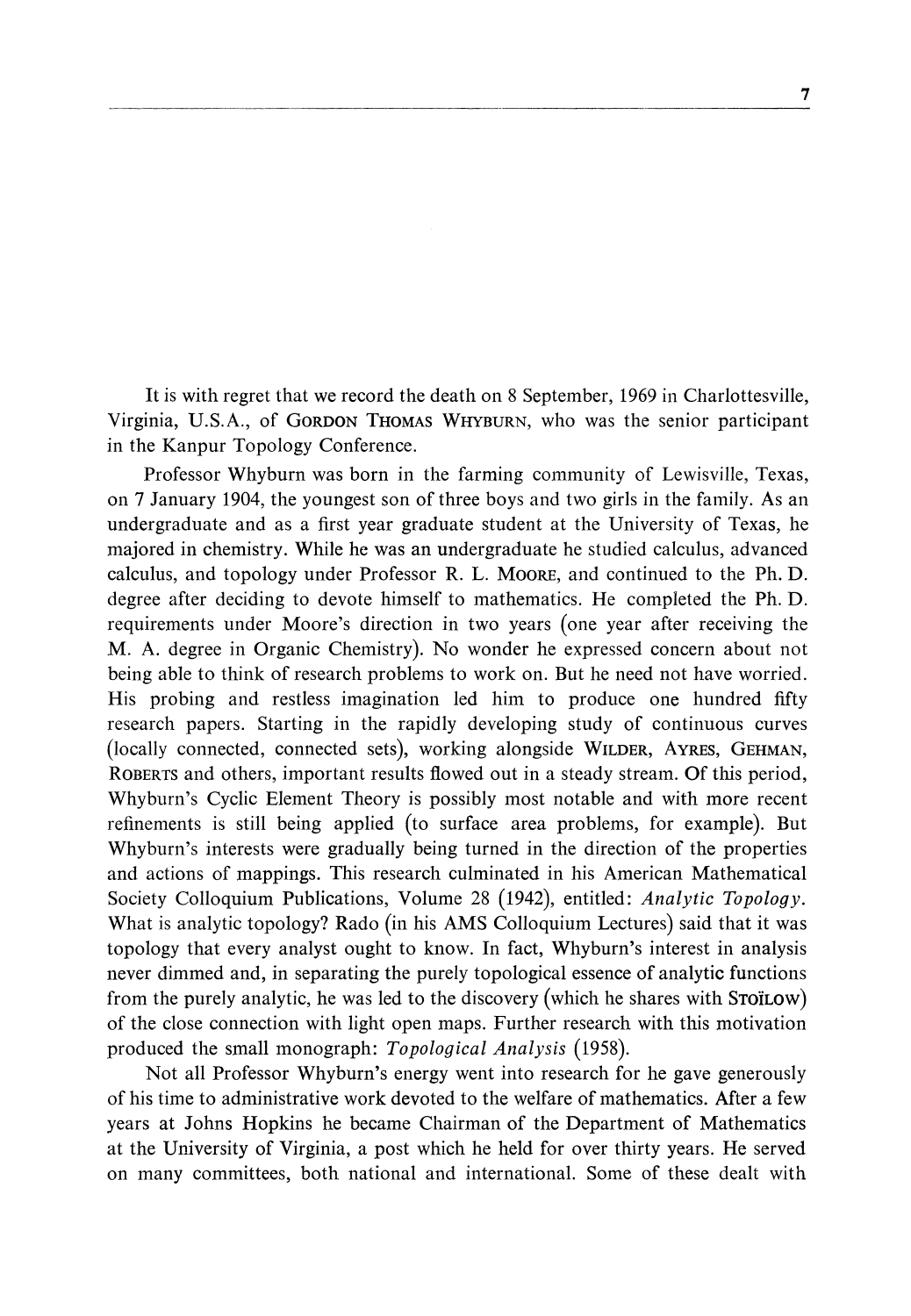It is with regret that we record the death on 8 September, 1969 in Charlottesville, Virginia, U.S.A., of Gordon Thomas Whyburn, who was the senior participant in the Kanpur Topology Conference.

Professor Whyburn was born in the farming community of Lewisville, Texas, on 7 January 1904, the youngest son of three boys and two girls in the family. As an undergraduate and as a first year graduate student at the University of Texas, he majored in chemistry. While he was an undergraduate he studied calculus, advanced calculus, and topology under Professor R. L. Moore, and continued to the Ph. D. degree after deciding to devote himself to mathematics. He completed the Ph. D. requirements under Moore's direction in two years (one year after receiving the M. A. degree in Organic Chemistry). No wonder he expressed concern about not being able to think of research problems to work on. But he need not have worried. His probing and restless imagination led him to produce one hundred fifty research papers. Starting in the rapidly developing study of continuous curves (locally connected, connected sets), working alongside Wilder, Ayres, Gehman, Roberts and others, important results flowed out in a steady stream. Of this period, Whyburn's Cyclic Element Theory is possibly most notable and with more recent refinements is still being applied (to surface area problems, for example). But Whyburn's interests were gradually being turned in the direction of the properties and actions of mappings. This research culminated in his American Mathematical Society Colloquium Publications, Volume 28 (1942), entitled: *Analytic Topology*. What is analytic topology? Rado (in his AMS Colloquium Lectures) said that it was topology that every analyst ought to know. In fact, Whyburn's interest in analysis never dimmed and, in separating the purely topological essence of analytic functions from the purely analytic, he was led to the discovery (which he shares with Stoïlow) of the close connection with light open maps. Further research with this motivation produced the small monograph: *Topological Analysis* (1958).

Not all Professor Whyburn's energy went into research for he gave generously of his time to administrative work devoted to the welfare of mathematics. After a few years at Johns Hopkins he became Chairman of the Department of Mathematics at the University of Virginia, a post which he held for over thirty years. He served on many committees, both national and international. Some of these dealt with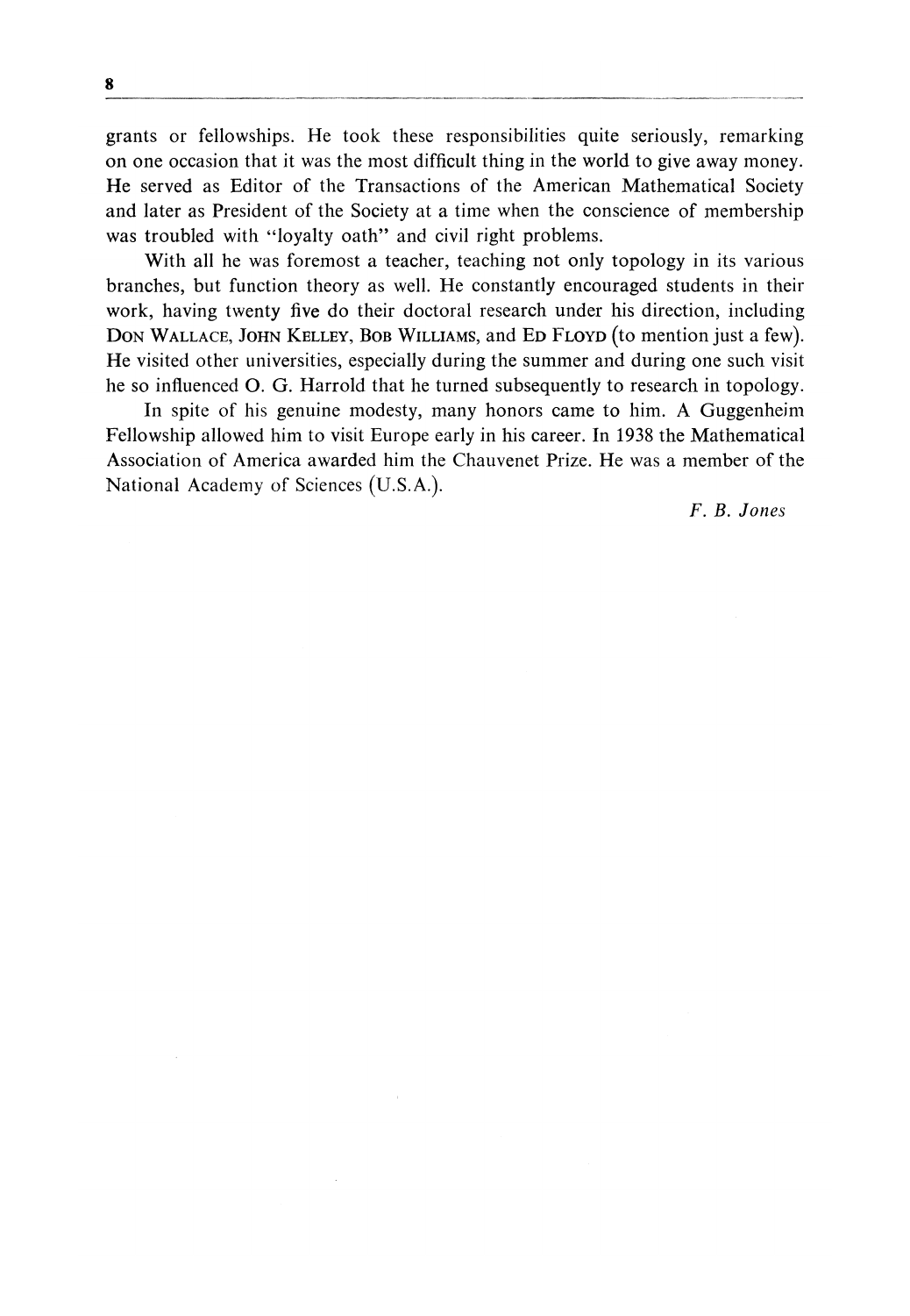grants or fellowships. He took these responsibilities quite seriously, remarking on one occasion that it was the most difficult thing in the world to give away money. He served as Editor of the Transactions of the American Mathematical Society and later as President of the Society at a time when the conscience of membership was troubled with "loyalty oath" and civil right problems.

With all he was foremost a teacher, teaching not only topology in its various branches, but function theory as well. He constantly encouraged students in their work, having twenty five do their doctoral research under his direction, including DON WALLACE, JOHN KELLEY, BOB WILLIAMS, and ED FLOYD (to mention just a few). He visited other universities, especially during the summer and during one such visit he so influenced O. G. Harrold that he turned subsequently to research in topology.

In spite of his genuine modesty, many honors came to him. A Guggenheim Fellowship allowed him to visit Europe early in his career. In 1938 the Mathematical Association of America awarded him the Chauvenet Prize. He was a member of the National Academy of Sciences (U.S.A.).

*F. B. Jones*